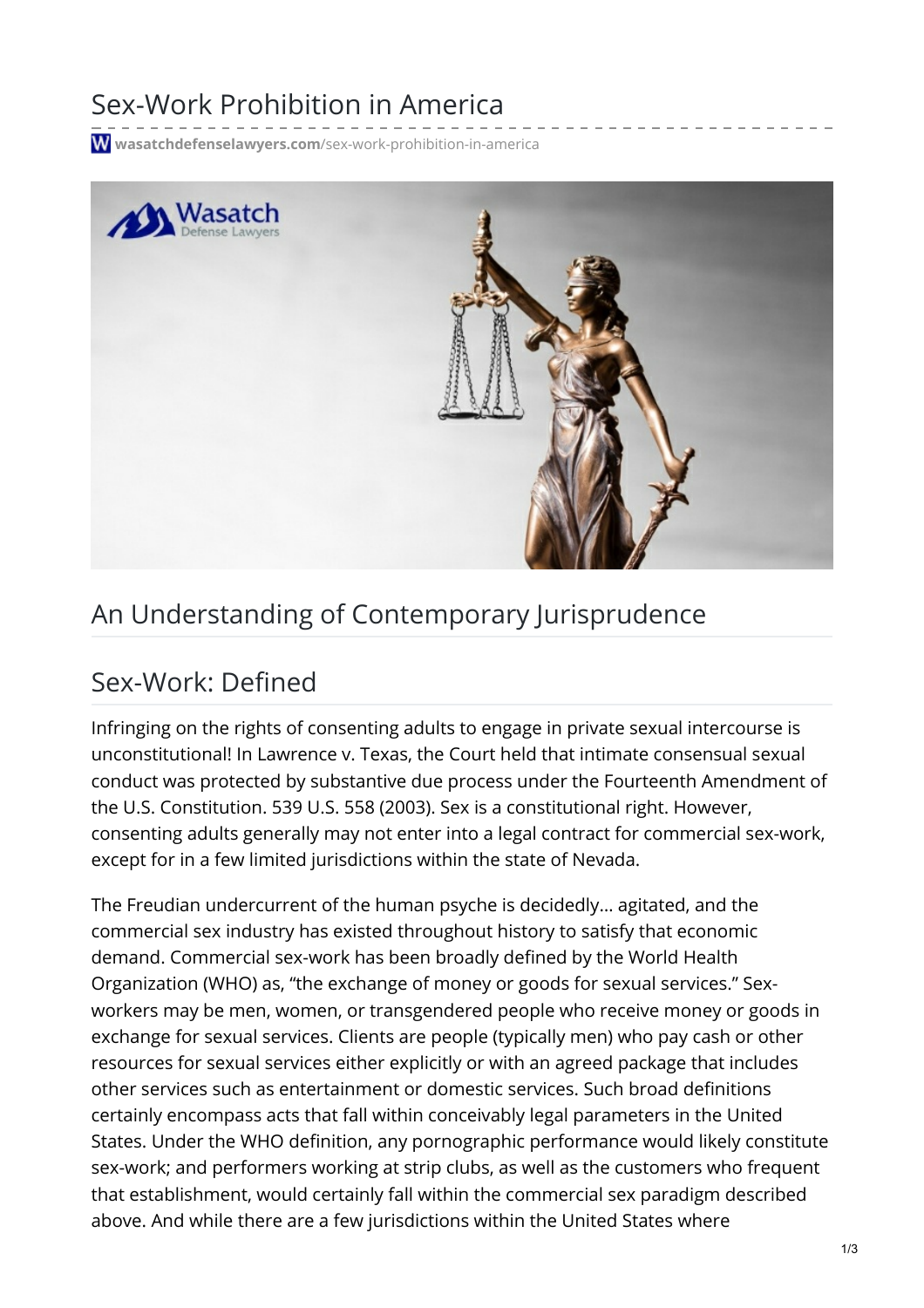# Sex-Work Prohibition in America

wasatchdefenselawyers.com/sex-work-prohibition-in-america

## An Understanding of Contemporary Jurisprudence

## Sex-Work: Defined

Infringing on the rights of consenting adults to engage in private sexual intercourse is unconstitutional! In Lawrence v. Texas, the Court held that intimate consensual sexual conduct was protected by substantive due process under the Fourteenth Amendment of the U.S. Constitution. 539 U.S. 558 (2003). Sex is a constitutional right. However, consenting adults generally may not enter into a legal contract for commercial sex-work, except for in a few limited jurisdictions within the state of Nevada.

The Freudian undercurrent of the human psyche is decidedly… agitated, and the commercial sex industry has existed throughout history to satisfy that economic demand. Commercial sex-work has been broadly defined by the World Health Organization (WHO) as, "the exchange of money or goods for sexual services." Sex-workers may be men, women, or transgendered people who receive money or goods in exchange for sexual services. Clients are people (typically men) who pay cash or other resources for sexual services either explicitly or with an agreed package that includes other services such as entertainment or domestic services. Such broad definitions certainly encompass acts that fall within conceivably legal parameters in the United States. Under the WHO definition, any pornographic performance would likely constitute sex-work; and performers working at strip clubs, as well as the customers who frequent that establishment, would certainly fall within the commercial sex paradigm described above. And while there are a few jurisdictions within the United States where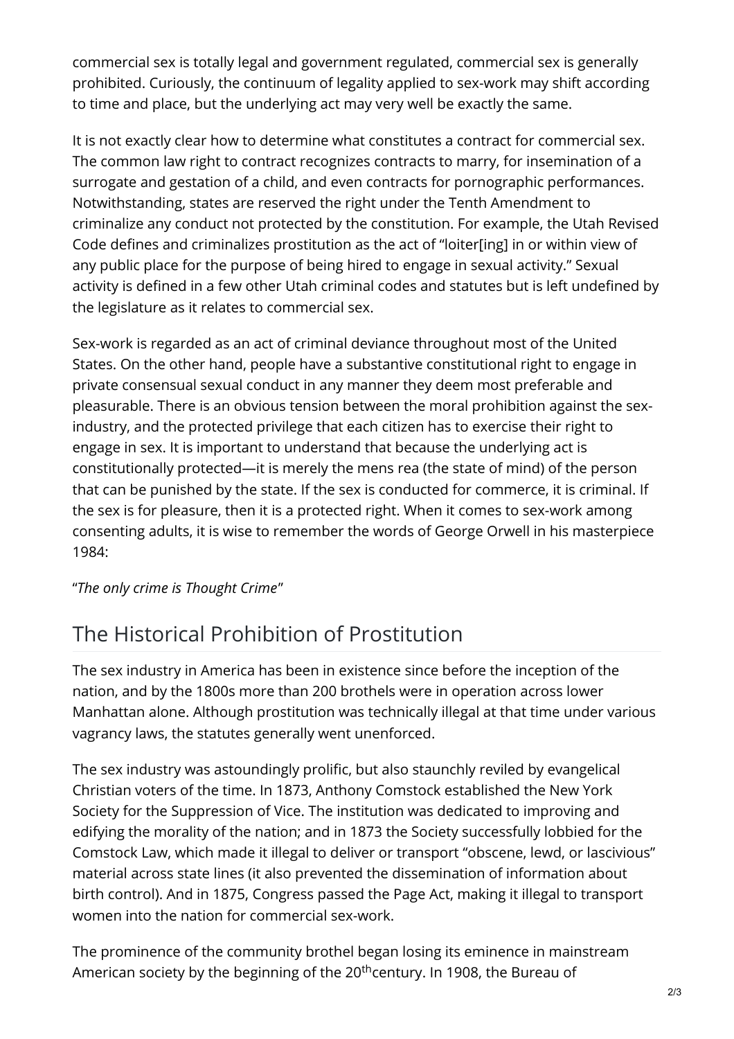commercial sex is totally legal and government regulated, commercial sex is generally prohibited. Curiously, the continuum of legality applied to sex-work may shift according to time and place, but the underlying act may very well be exactly the same.

It is not exactly clear how to determine what constitutes a contract for commercial sex. The common law right to contract recognizes contracts to marry, for insemination of a surrogate and gestation of a child, and even contracts for pornographic performances. Notwithstanding, states are reserved the right under the Tenth Amendment to criminalize any conduct not protected by the constitution. For example, the Utah Revised Code defines and criminalizes prostitution as the act of "loiter[ing] in or within view of any public place for the purpose of being hired to engage in sexual activity." Sexual activity is defined in a few other Utah criminal codes and statutes but is left undefined by the legislature as it relates to commercial sex.

Sex-work is regarded as an act of criminal deviance throughout most of the United States. On the other hand, people have a substantive constitutional right to engage in private consensual sexual conduct in any manner they deem most preferable and pleasurable. There is an obvious tension between the moral prohibition against the sex-industry, and the protected privilege that each citizen has to exercise their right to engage in sex. It is important to understand that because the underlying act is constitutionally protected—it is merely the mens rea (the state of mind) of the person that can be punished by the state. If the sex is conducted for commerce, it is criminal. If the sex is for pleasure, then it is a protected right. When it comes to sex-work among consenting adults, it is wise to remember the words of George Orwell in his masterpiece 1984:

"*The only crime is Thought Crime*"

## The Historical Prohibition of Prostitution

The sex industry in America has been in existence since before the inception of the nation, and by the 1800s more than 200 brothels were in operation across lower Manhattan alone. Although prostitution was technically illegal at that time under various vagrancy laws, the statutes generally went unenforced.

The sex industry was astoundingly prolific, but also staunchly reviled by evangelical Christian voters of the time. In 1873, Anthony Comstock established the New York Society for the Suppression of Vice. The institution was dedicated to improving and edifying the morality of the nation; and in 1873 the Society successfully lobbied for the Comstock Law, which made it illegal to deliver or transport "obscene, lewd, or lascivious" material across state lines (it also prevented the dissemination of information about birth control). And in 1875, Congress passed the Page Act, making it illegal to transport women into the nation for commercial sex-work.

The prominence of the community brothel began losing its eminence in mainstream American society by the beginning of the 20th century. In 1908, the Bureau of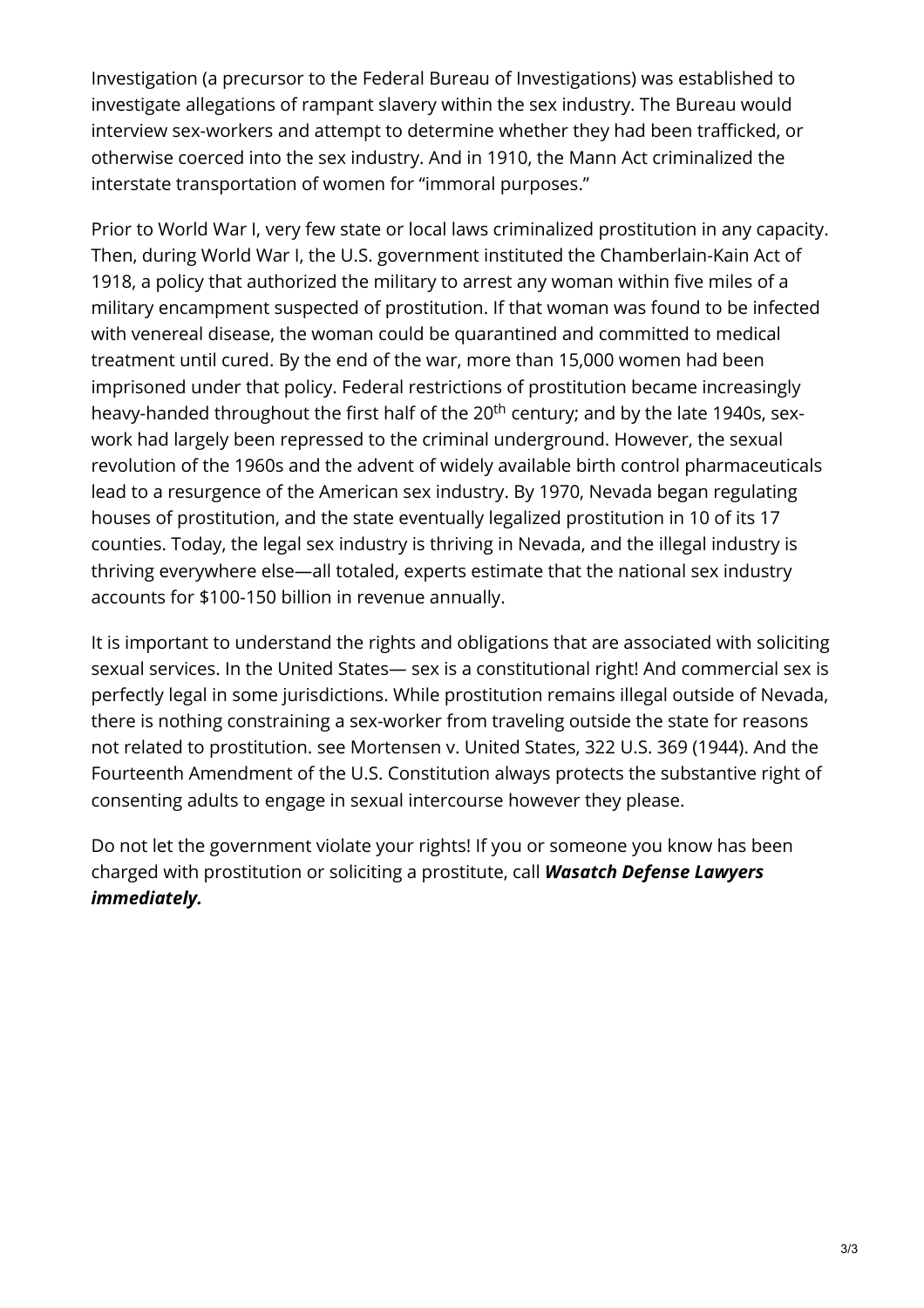Investigation (a precursor to the Federal Bureau of Investigations) was established to investigate allegations of rampant slavery within the sex industry. The Bureau would interview sex-workers and attempt to determine whether they had been trafficked, or otherwise coerced into the sex industry. And in 1910, the Mann Act criminalized the interstate transportation of women for "immoral purposes."

Prior to World War I, very few state or local laws criminalized prostitution in any capacity. Then, during World War I, the U.S. government instituted the Chamberlain-Kain Act of 1918, a policy that authorized the military to arrest any woman within five miles of a military encampment suspected of prostitution. If that woman was found to be infected with venereal disease, the woman could be quarantined and committed to medical treatment until cured. By the end of the war, more than 15,000 women had been imprisoned under that policy. Federal restrictions of prostitution became increasingly heavy-handed throughout the first half of the 20th century; and by the late 1940s, sex-work had largely been repressed to the criminal underground. However, the sexual revolution of the 1960s and the advent of widely available birth control pharmaceuticals lead to a resurgence of the American sex industry. By 1970, Nevada began regulating houses of prostitution, and the state eventually legalized prostitution in 10 of its 17 counties. Today, the legal sex industry is thriving in Nevada, and the illegal industry is thriving everywhere else—all totaled, experts estimate that the national sex industry accounts for $100-150 billion in revenue annually.

It is important to understand the rights and obligations that are associated with soliciting sexual services. In the United States— sex is a constitutional right! And commercial sex is perfectly legal in some jurisdictions. While prostitution remains illegal outside of Nevada, there is nothing constraining a sex-worker from traveling outside the state for reasons not related to prostitution. see Mortensen v. United States, 322 U.S. 369 (1944). And the Fourteenth Amendment of the U.S. Constitution always protects the substantive right of consenting adults to engage in sexual intercourse however they please.

Do not let the government violate your rights! If you or someone you know has been charged with prostitution or soliciting a prostitute, call ***Wasatch Defense Lawyers immediately.***